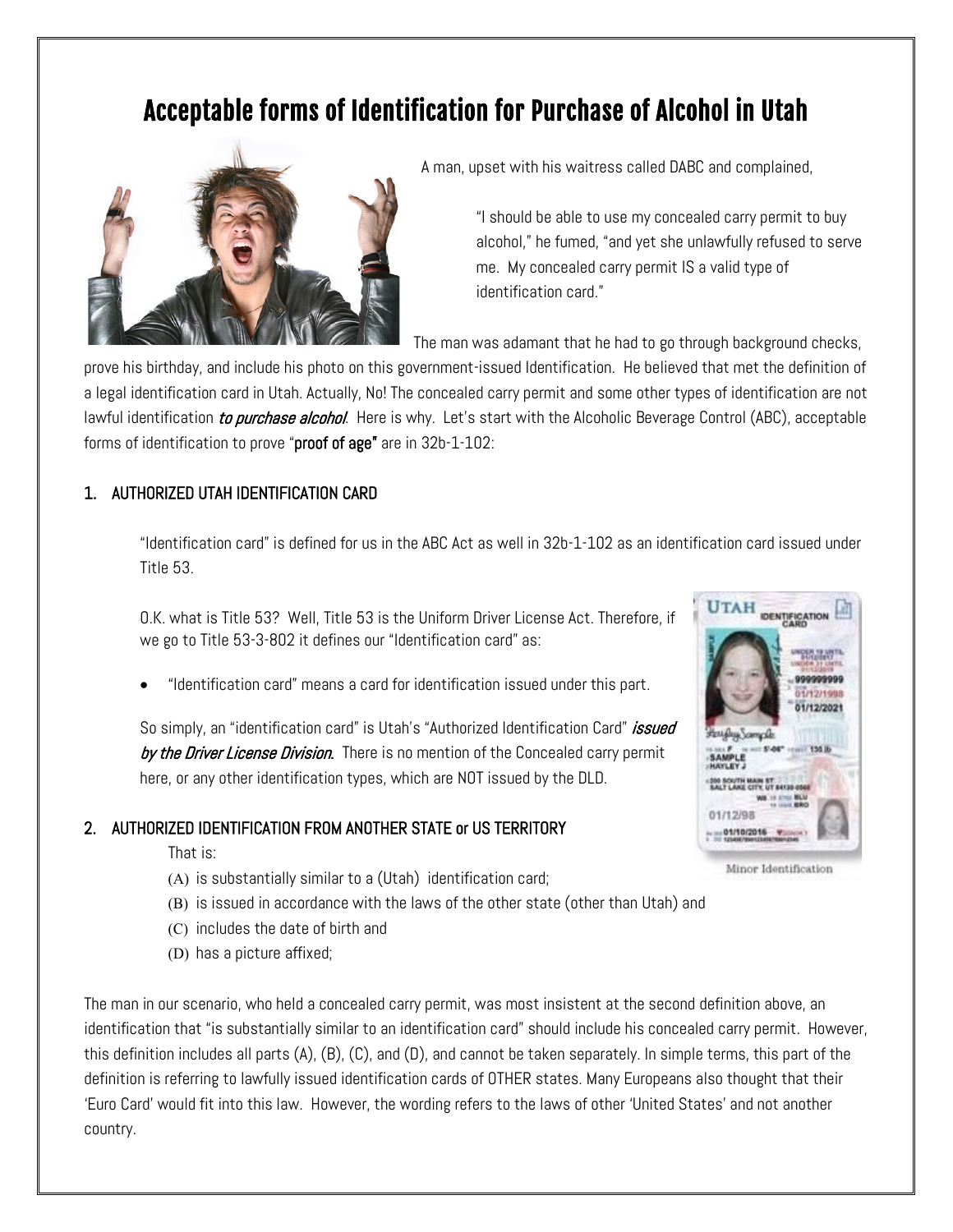# Acceptable forms of Identification for Purchase of Alcohol in Utah

A man, upset with his waitress called DABC and complained,

> "I should be able to use my concealed carry permit to buy alcohol," he fumed, "and yet she unlawfully refused to serve me. My concealed carry permit IS a valid type of identification card."

The man was adamant that he had to go through background checks, prove his birthday, and include his photo on this government-issued Identification. He believed that met the definition of a legal identification card in Utah. Actually, No! The concealed carry permit and some other types of identification are not lawful identification ***to purchase alcohol***. Here is why. Let's start with the Alcoholic Beverage Control (ABC), acceptable forms of identification to prove "**proof of age**" are in 32b-1-102:

## 1. AUTHORIZED UTAH IDENTIFICATION CARD

"Identification card" is defined for us in the ABC Act as well in 32b-1-102 as an identification card issued under Title 53.

O.K. what is Title 53? Well, Title 53 is the Uniform Driver License Act. Therefore, if we go to Title 53-3-802 it defines our "Identification card" as:

- "Identification card" means a card for identification issued under this part.

So simply, an "identification card" is Utah's "Authorized Identification Card" ***issued by the Driver License Division***. There is no mention of the Concealed carry permit here, or any other identification types, which are NOT issued by the DLD.

Minor Identification

## 2. AUTHORIZED IDENTIFICATION FROM ANOTHER STATE or US TERRITORY

That is:

(A) is substantially similar to a (Utah) identification card;
(B) is issued in accordance with the laws of the other state (other than Utah) and
(C) includes the date of birth and
(D) has a picture affixed;

The man in our scenario, who held a concealed carry permit, was most insistent at the second definition above, an identification that "is substantially similar to an identification card" should include his concealed carry permit. However, this definition includes all parts (A), (B), (C), and (D), and cannot be taken separately. In simple terms, this part of the definition is referring to lawfully issued identification cards of OTHER states. Many Europeans also thought that their 'Euro Card' would fit into this law. However, the wording refers to the laws of other 'United States' and not another country.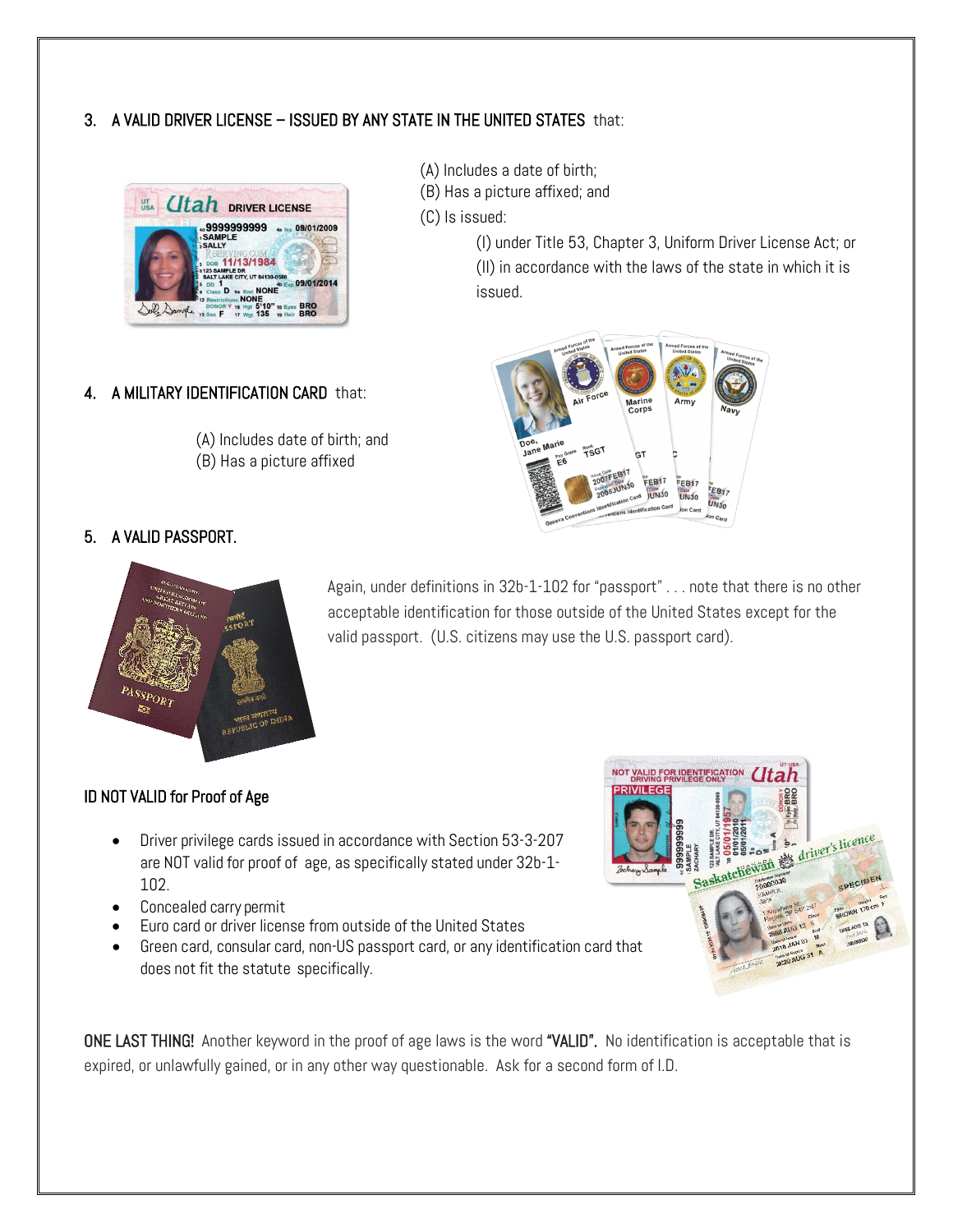3. **A VALID DRIVER LICENSE – ISSUED BY ANY STATE IN THE UNITED STATES** that:

(A) Includes a date of birth;
(B) Has a picture affixed; and
(C) Is issued:

(I) under Title 53, Chapter 3, Uniform Driver License Act; or
(II) in accordance with the laws of the state in which it is issued.

4. **A MILITARY IDENTIFICATION CARD** that:

(A) Includes date of birth; and
(B) Has a picture affixed

5. **A VALID PASSPORT.**

Again, under definitions in 32b-1-102 for "passport" . . . note that there is no other acceptable identification for those outside of the United States except for the valid passport. (U.S. citizens may use the U.S. passport card).

**ID NOT VALID for Proof of Age**

- Driver privilege cards issued in accordance with Section 53-3-207 are NOT valid for proof of age, as specifically stated under 32b-1-102.
- Concealed carry permit
- Euro card or driver license from outside of the United States
- Green card, consular card, non-US passport card, or any identification card that does not fit the statute specifically.

**ONE LAST THING!** Another keyword in the proof of age laws is the word **"VALID".** No identification is acceptable that is expired, or unlawfully gained, or in any other way questionable. Ask for a second form of I.D.